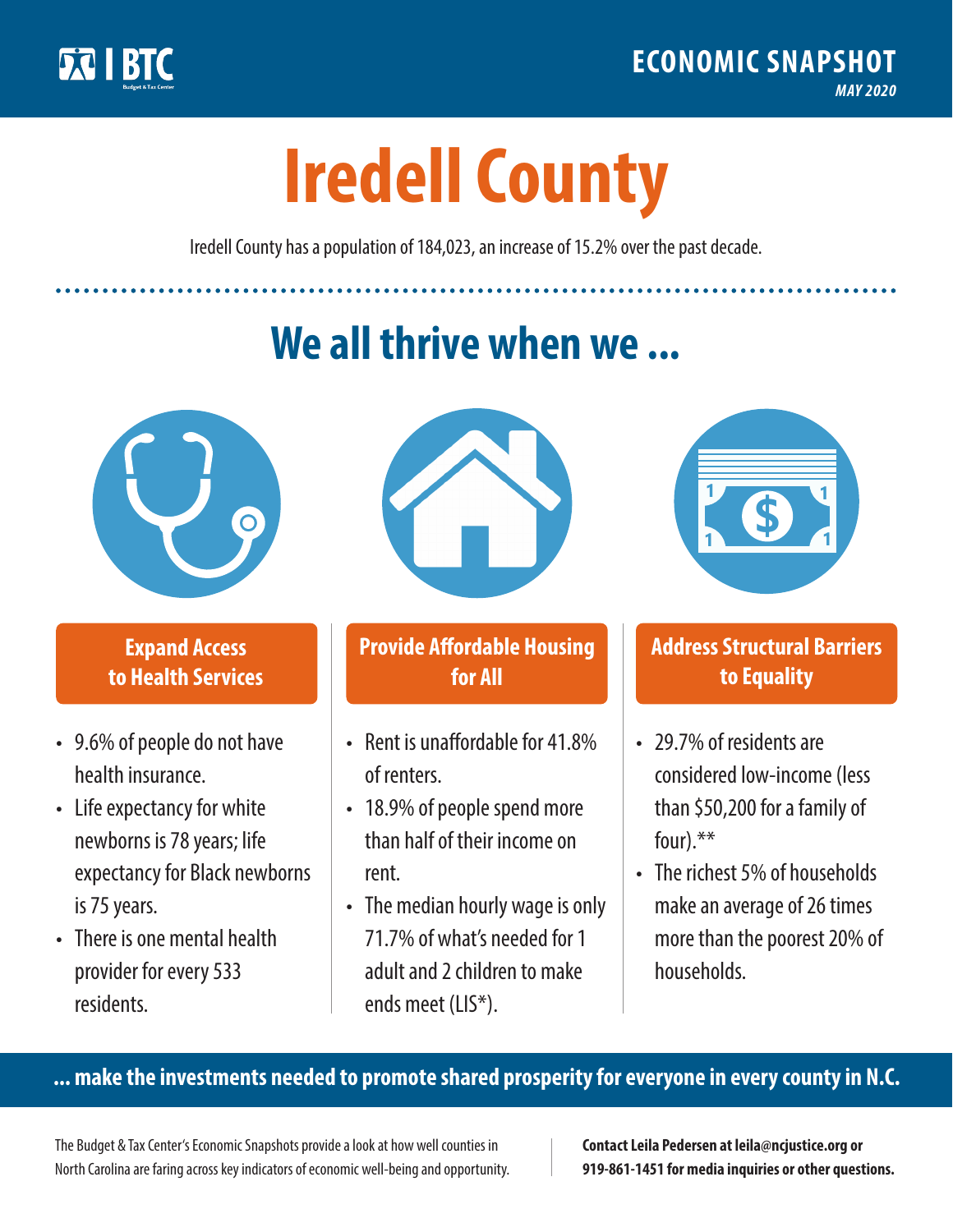BTC Budget & Tax Center

ECONOMIC SNAPSHOT

*MAY 2020*

# Iredell County

Iredell County has a population of 184,023, an increase of 15.2% over the past decade.

## We all thrive when we ...

### Expand Access to Health Services

- 9.6% of people do not have health insurance.
- Life expectancy for white newborns is 78 years; life expectancy for Black newborns is 75 years.
- There is one mental health provider for every 533 residents.

### Provide Affordable Housing for All

- Rent is unaffordable for 41.8% of renters.
- 18.9% of people spend more than half of their income on rent.
- The median hourly wage is only 71.7% of what's needed for 1 adult and 2 children to make ends meet (LIS*).

### Address Structural Barriers to Equality

- 29.7% of residents are considered low-income (less than $50,200 for a family of four).**
- The richest 5% of households make an average of 26 times more than the poorest 20% of households.

**... make the investments needed to promote shared prosperity for everyone in every county in N.C.**

The Budget & Tax Center's Economic Snapshots provide a look at how well counties in North Carolina are faring across key indicators of economic well-being and opportunity.

**Contact Leila Pedersen at leila@ncjustice.org or 919-861-1451 for media inquiries or other questions.**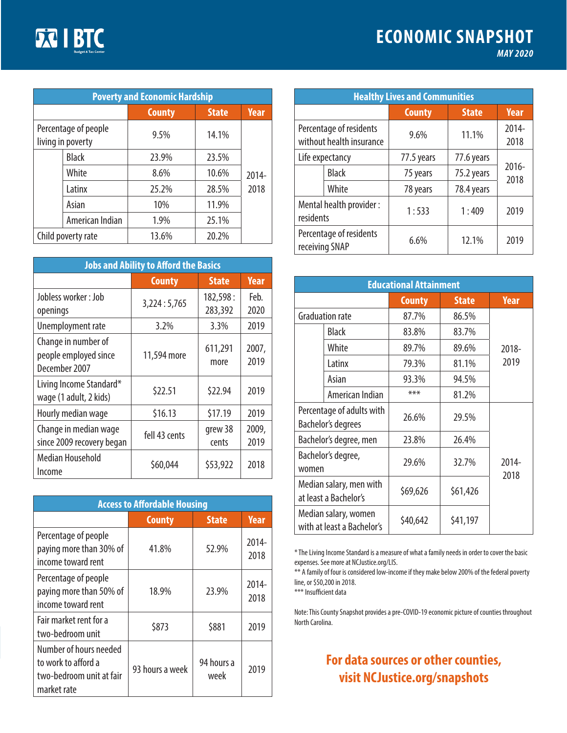# ECONOMIC SNAPSHOT

*MAY 2020*

## Poverty and Economic Hardship

| | | County | State | Year |
|---|---|---|---|---|
| Percentage of people living in poverty | | 9.5% | 14.1% | 2014-2018 |
| | Black | 23.9% | 23.5% | |
| | White | 8.6% | 10.6% | |
| | Latinx | 25.2% | 28.5% | |
| | Asian | 10% | 11.9% | |
| | American Indian | 1.9% | 25.1% | |
| Child poverty rate | | 13.6% | 20.2% | |

## Jobs and Ability to Afford the Basics

| | County | State | Year |
|---|---|---|---|
| Jobless worker : Job openings | 3,224 : 5,765 | 182,598 : 283,392 | Feb. 2020 |
| Unemployment rate | 3.2% | 3.3% | 2019 |
| Change in number of people employed since December 2007 | 11,594 more | 611,291 more | 2007, 2019 |
| Living Income Standard* wage (1 adult, 2 kids) | $22.51 | $22.94 | 2019 |
| Hourly median wage | $16.13 | $17.19 | 2019 |
| Change in median wage since 2009 recovery began | fell 43 cents | grew 38 cents | 2009, 2019 |
| Median Household Income | $60,044 | $53,922 | 2018 |

## Access to Affordable Housing

| | County | State | Year |
|---|---|---|---|
| Percentage of people paying more than 30% of income toward rent | 41.8% | 52.9% | 2014-2018 |
| Percentage of people paying more than 50% of income toward rent | 18.9% | 23.9% | 2014-2018 |
| Fair market rent for a two-bedroom unit | $873 | $881 | 2019 |
| Number of hours needed to work to afford a two-bedroom unit at fair market rate | 93 hours a week | 94 hours a week | 2019 |

## Healthy Lives and Communities

| | | County | State | Year |
|---|---|---|---|---|
| Percentage of residents without health insurance | | 9.6% | 11.1% | 2014-2018 |
| Life expectancy | | 77.5 years | 77.6 years | 2016-2018 |
| | Black | 75 years | 75.2 years | |
| | White | 78 years | 78.4 years | |
| Mental health provider : residents | | 1 : 533 | 1 : 409 | 2019 |
| Percentage of residents receiving SNAP | | 6.6% | 12.1% | 2019 |

## Educational Attainment

| | | County | State | Year |
|---|---|---|---|---|
| Graduation rate | | 87.7% | 86.5% | 2018-2019 |
| | Black | 83.8% | 83.7% | |
| | White | 89.7% | 89.6% | |
| | Latinx | 79.3% | 81.1% | |
| | Asian | 93.3% | 94.5% | |
| | American Indian | *** | 81.2% | |
| Percentage of adults with Bachelor's degrees | | 26.6% | 29.5% | 2014-2018 |
| Bachelor's degree, men | | 23.8% | 26.4% | |
| Bachelor's degree, women | | 29.6% | 32.7% | |
| Median salary, men with at least a Bachelor's | | $69,626 | $61,426 | |
| Median salary, women with at least a Bachelor's | | $40,642 | $41,197 | |

* The Living Income Standard is a measure of what a family needs in order to cover the basic expenses. See more at NCJustice.org/LIS.

** A family of four is considered low-income if they make below 200% of the federal poverty line, or $50,200 in 2018.

*** Insufficient data

Note: This County Snapshot provides a pre-COVID-19 economic picture of counties throughout North Carolina.

**For data sources or other counties, visit NCJustice.org/snapshots**